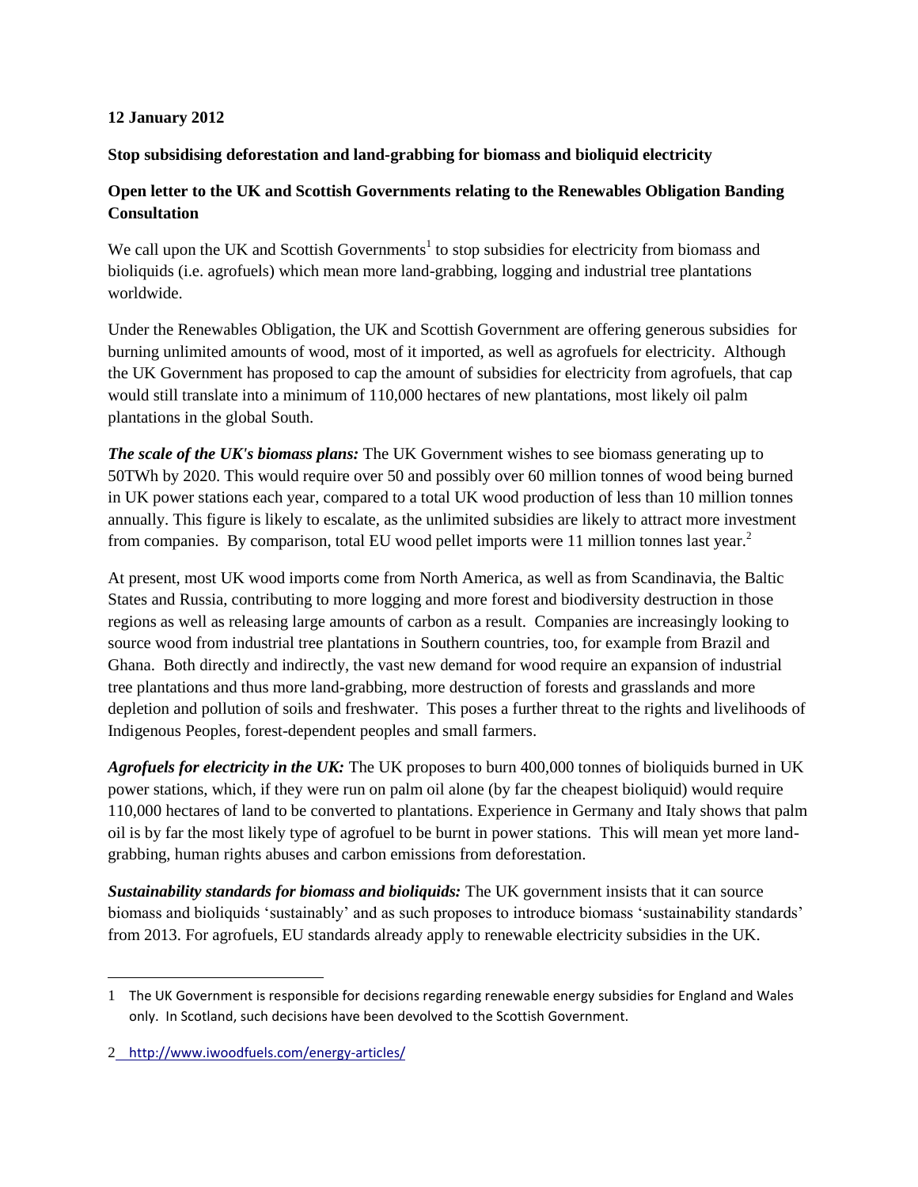**12 January 2012**

**Stop subsidising deforestation and land-grabbing for biomass and bioliquid electricity**

**Open letter to the UK and Scottish Governments relating to the Renewables Obligation Banding Consultation**

We call upon the UK and Scottish Governments[1] to stop subsidies for electricity from biomass and bioliquids (i.e. agrofuels) which mean more land-grabbing, logging and industrial tree plantations worldwide.

Under the Renewables Obligation, the UK and Scottish Government are offering generous subsidies for burning unlimited amounts of wood, most of it imported, as well as agrofuels for electricity. Although the UK Government has proposed to cap the amount of subsidies for electricity from agrofuels, that cap would still translate into a minimum of 110,000 hectares of new plantations, most likely oil palm plantations in the global South.

***The scale of the UK's biomass plans:*** The UK Government wishes to see biomass generating up to 50TWh by 2020. This would require over 50 and possibly over 60 million tonnes of wood being burned in UK power stations each year, compared to a total UK wood production of less than 10 million tonnes annually. This figure is likely to escalate, as the unlimited subsidies are likely to attract more investment from companies. By comparison, total EU wood pellet imports were 11 million tonnes last year.[2]

At present, most UK wood imports come from North America, as well as from Scandinavia, the Baltic States and Russia, contributing to more logging and more forest and biodiversity destruction in those regions as well as releasing large amounts of carbon as a result. Companies are increasingly looking to source wood from industrial tree plantations in Southern countries, too, for example from Brazil and Ghana. Both directly and indirectly, the vast new demand for wood require an expansion of industrial tree plantations and thus more land-grabbing, more destruction of forests and grasslands and more depletion and pollution of soils and freshwater. This poses a further threat to the rights and livelihoods of Indigenous Peoples, forest-dependent peoples and small farmers.

***Agrofuels for electricity in the UK:*** The UK proposes to burn 400,000 tonnes of bioliquids burned in UK power stations, which, if they were run on palm oil alone (by far the cheapest bioliquid) would require 110,000 hectares of land to be converted to plantations. Experience in Germany and Italy shows that palm oil is by far the most likely type of agrofuel to be burnt in power stations. This will mean yet more land-grabbing, human rights abuses and carbon emissions from deforestation.

***Sustainability standards for biomass and bioliquids:*** The UK government insists that it can source biomass and bioliquids 'sustainably' and as such proposes to introduce biomass 'sustainability standards' from 2013. For agrofuels, EU standards already apply to renewable electricity subsidies in the UK.

---

1 The UK Government is responsible for decisions regarding renewable energy subsidies for England and Wales only. In Scotland, such decisions have been devolved to the Scottish Government.

2 http://www.iwoodfuels.com/energy-articles/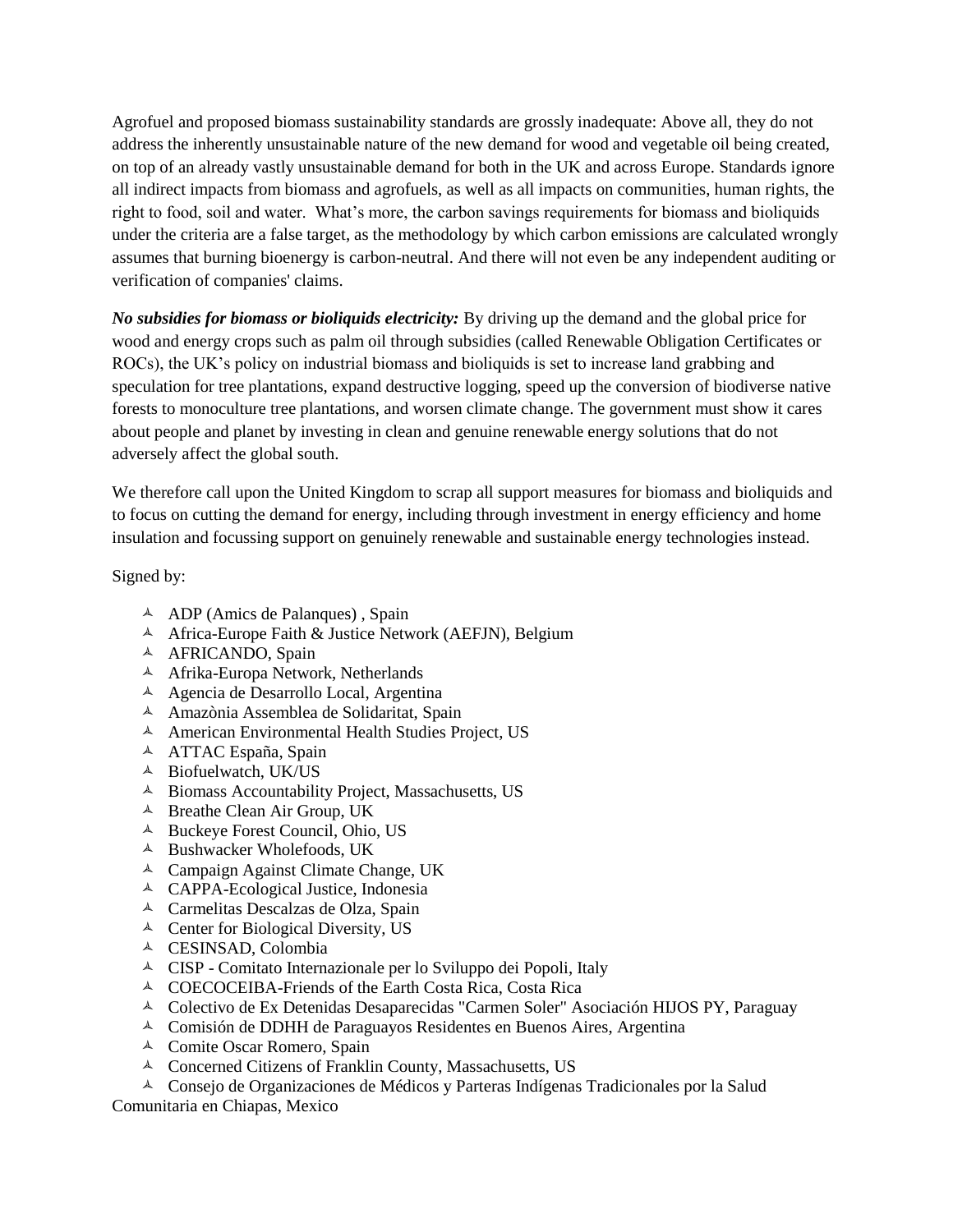Agrofuel and proposed biomass sustainability standards are grossly inadequate: Above all, they do not address the inherently unsustainable nature of the new demand for wood and vegetable oil being created, on top of an already vastly unsustainable demand for both in the UK and across Europe. Standards ignore all indirect impacts from biomass and agrofuels, as well as all impacts on communities, human rights, the right to food, soil and water. What's more, the carbon savings requirements for biomass and bioliquids under the criteria are a false target, as the methodology by which carbon emissions are calculated wrongly assumes that burning bioenergy is carbon-neutral. And there will not even be any independent auditing or verification of companies' claims.

***No subsidies for biomass or bioliquids electricity:*** By driving up the demand and the global price for wood and energy crops such as palm oil through subsidies (called Renewable Obligation Certificates or ROCs), the UK's policy on industrial biomass and bioliquids is set to increase land grabbing and speculation for tree plantations, expand destructive logging, speed up the conversion of biodiverse native forests to monoculture tree plantations, and worsen climate change. The government must show it cares about people and planet by investing in clean and genuine renewable energy solutions that do not adversely affect the global south.

We therefore call upon the United Kingdom to scrap all support measures for biomass and bioliquids and to focus on cutting the demand for energy, including through investment in energy efficiency and home insulation and focussing support on genuinely renewable and sustainable energy technologies instead.

Signed by:

- ADP (Amics de Palanques) , Spain
- Africa-Europe Faith & Justice Network (AEFJN), Belgium
- AFRICANDO, Spain
- Afrika-Europa Network, Netherlands
- Agencia de Desarrollo Local, Argentina
- Amazònia Assemblea de Solidaritat, Spain
- American Environmental Health Studies Project, US
- ATTAC España, Spain
- Biofuelwatch, UK/US
- Biomass Accountability Project, Massachusetts, US
- Breathe Clean Air Group, UK
- Buckeye Forest Council, Ohio, US
- Bushwacker Wholefoods, UK
- Campaign Against Climate Change, UK
- CAPPA-Ecological Justice, Indonesia
- Carmelitas Descalzas de Olza, Spain
- Center for Biological Diversity, US
- CESINSAD, Colombia
- CISP - Comitato Internazionale per lo Sviluppo dei Popoli, Italy
- COECOCEIBA-Friends of the Earth Costa Rica, Costa Rica
- Colectivo de Ex Detenidas Desaparecidas "Carmen Soler" Asociación HIJOS PY, Paraguay
- Comisión de DDHH de Paraguayos Residentes en Buenos Aires, Argentina
- Comite Oscar Romero, Spain
- Concerned Citizens of Franklin County, Massachusetts, US
- Consejo de Organizaciones de Médicos y Parteras Indígenas Tradicionales por la Salud Comunitaria en Chiapas, Mexico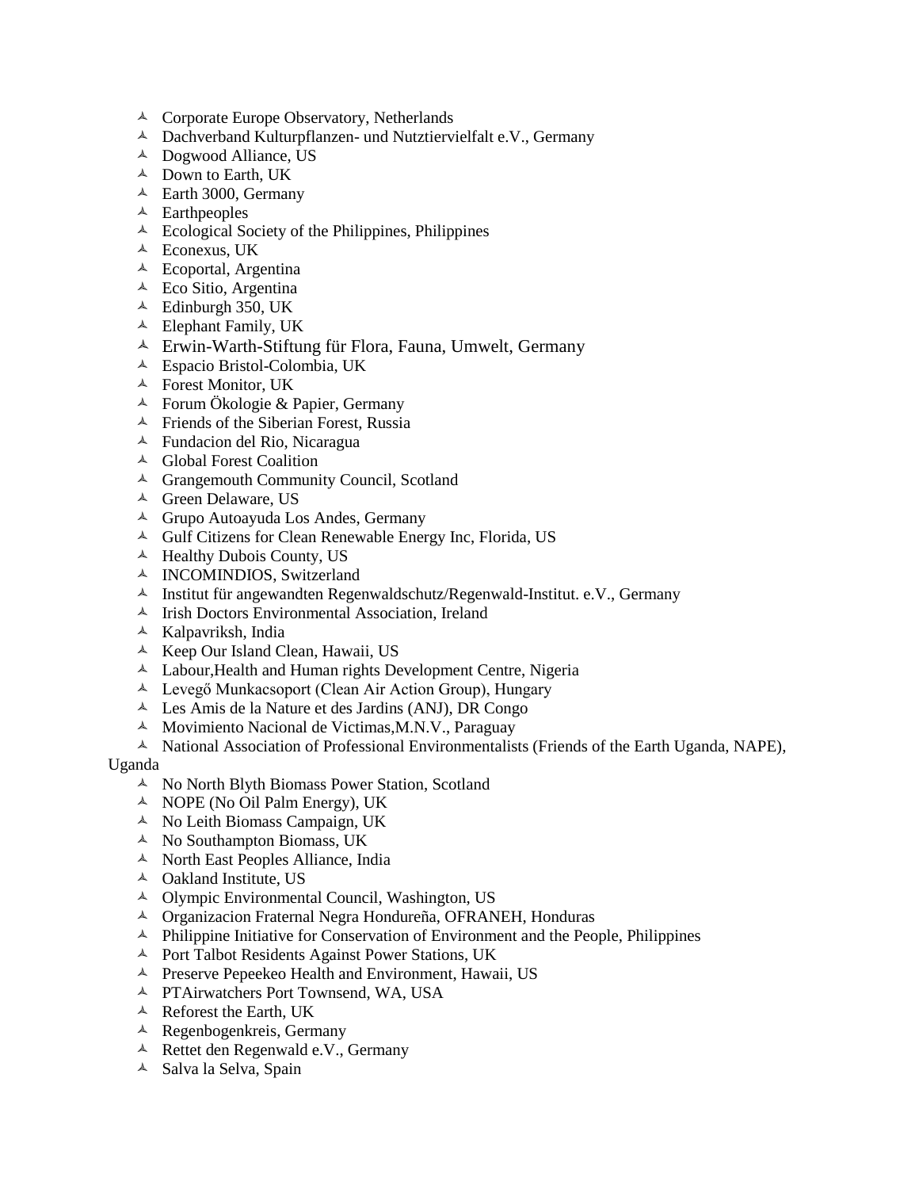- Corporate Europe Observatory, Netherlands
- Dachverband Kulturpflanzen- und Nutztiervielfalt e.V., Germany
- Dogwood Alliance, US
- Down to Earth, UK
- Earth 3000, Germany
- Earthpeoples
- Ecological Society of the Philippines, Philippines
- Econexus, UK
- Ecoportal, Argentina
- Eco Sitio, Argentina
- Edinburgh 350, UK
- Elephant Family, UK
- Erwin-Warth-Stiftung für Flora, Fauna, Umwelt, Germany
- Espacio Bristol-Colombia, UK
- Forest Monitor, UK
- Forum Ökologie & Papier, Germany
- Friends of the Siberian Forest, Russia
- Fundacion del Rio, Nicaragua
- Global Forest Coalition
- Grangemouth Community Council, Scotland
- Green Delaware, US
- Grupo Autoayuda Los Andes, Germany
- Gulf Citizens for Clean Renewable Energy Inc, Florida, US
- Healthy Dubois County, US
- INCOMINDIOS, Switzerland
- Institut für angewandten Regenwaldschutz/Regenwald-Institut. e.V., Germany
- Irish Doctors Environmental Association, Ireland
- Kalpavriksh, India
- Keep Our Island Clean, Hawaii, US
- Labour,Health and Human rights Development Centre, Nigeria
- Levegő Munkacsoport (Clean Air Action Group), Hungary
- Les Amis de la Nature et des Jardins (ANJ), DR Congo
- Movimiento Nacional de Victimas,M.N.V., Paraguay
- National Association of Professional Environmentalists (Friends of the Earth Uganda, NAPE), Uganda
- No North Blyth Biomass Power Station, Scotland
- NOPE (No Oil Palm Energy), UK
- No Leith Biomass Campaign, UK
- No Southampton Biomass, UK
- North East Peoples Alliance, India
- Oakland Institute, US
- Olympic Environmental Council, Washington, US
- Organizacion Fraternal Negra Hondureña, OFRANEH, Honduras
- Philippine Initiative for Conservation of Environment and the People, Philippines
- Port Talbot Residents Against Power Stations, UK
- Preserve Pepeekeo Health and Environment, Hawaii, US
- PTAirwatchers Port Townsend, WA, USA
- Reforest the Earth, UK
- Regenbogenkreis, Germany
- Rettet den Regenwald e.V., Germany
- Salva la Selva, Spain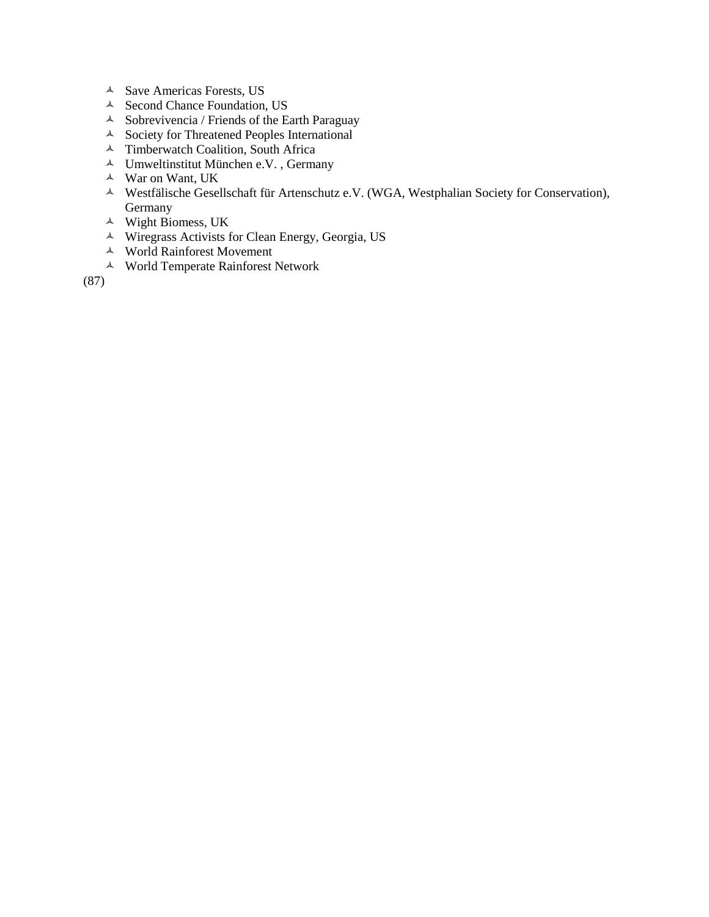- Save Americas Forests, US
- Second Chance Foundation, US
- Sobrevivencia / Friends of the Earth Paraguay
- Society for Threatened Peoples International
- Timberwatch Coalition, South Africa
- Umweltinstitut München e.V. , Germany
- War on Want, UK
- Westfälische Gesellschaft für Artenschutz e.V. (WGA, Westphalian Society for Conservation), Germany
- Wight Biomess, UK
- Wiregrass Activists for Clean Energy, Georgia, US
- World Rainforest Movement
- World Temperate Rainforest Network

(87)